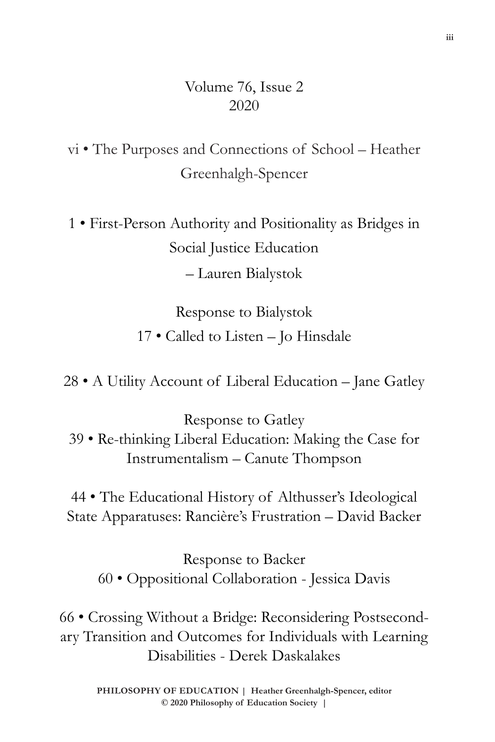Volume 76, Issue 2
2020

vi • The Purposes and Connections of School – Heather Greenhalgh-Spencer

1 • First-Person Authority and Positionality as Bridges in Social Justice Education
– Lauren Bialystok

Response to Bialystok
17 • Called to Listen – Jo Hinsdale

28 • A Utility Account of Liberal Education – Jane Gatley

Response to Gatley
39 • Re-thinking Liberal Education: Making the Case for Instrumentalism – Canute Thompson

44 • The Educational History of Althusser's Ideological State Apparatuses: Rancière's Frustration – David Backer

Response to Backer
60 • Oppositional Collaboration - Jessica Davis

66 • Crossing Without a Bridge: Reconsidering Postsecondary Transition and Outcomes for Individuals with Learning Disabilities - Derek Daskalakes

**PHILOSOPHY OF EDUCATION | Heather Greenhalgh-Spencer, editor**
**© 2020 Philosophy of Education Society |**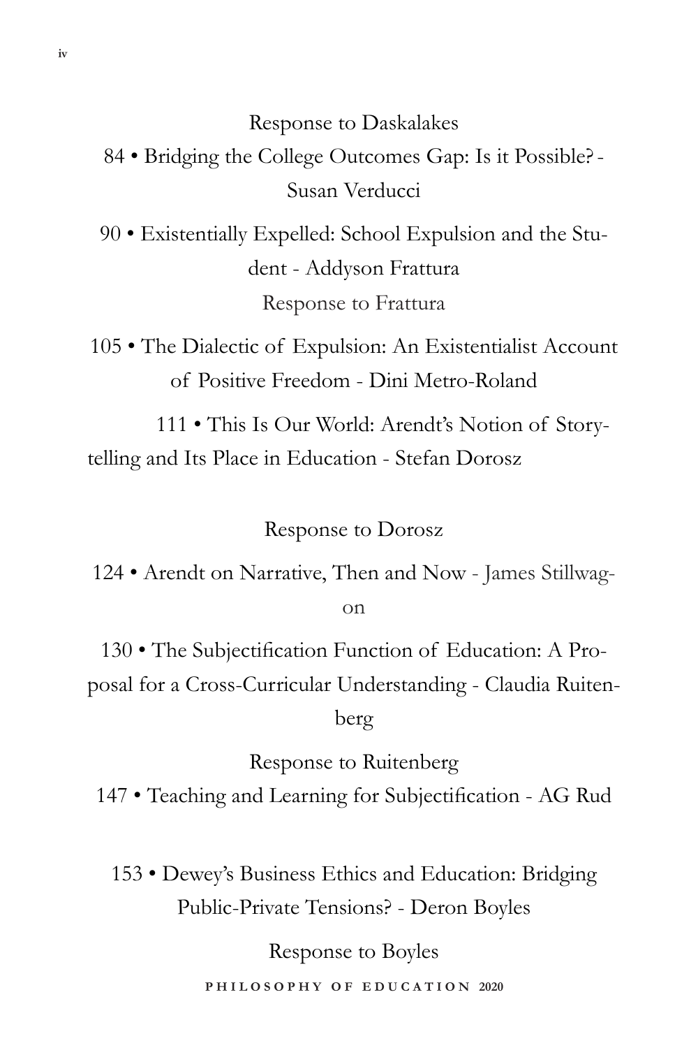Response to Daskalakes

84 • Bridging the College Outcomes Gap: Is it Possible? - Susan Verducci

90 • Existentially Expelled: School Expulsion and the Student - Addyson Frattura

Response to Frattura

105 • The Dialectic of Expulsion: An Existentialist Account of Positive Freedom - Dini Metro-Roland

111 • This Is Our World: Arendt's Notion of Storytelling and Its Place in Education - Stefan Dorosz

Response to Dorosz

124 • Arendt on Narrative, Then and Now - James Stillwagon

130 • The Subjectification Function of Education: A Proposal for a Cross-Curricular Understanding - Claudia Ruitenberg

Response to Ruitenberg

147 • Teaching and Learning for Subjectification - AG Rud

153 • Dewey's Business Ethics and Education: Bridging Public-Private Tensions? - Deron Boyles

Response to Boyles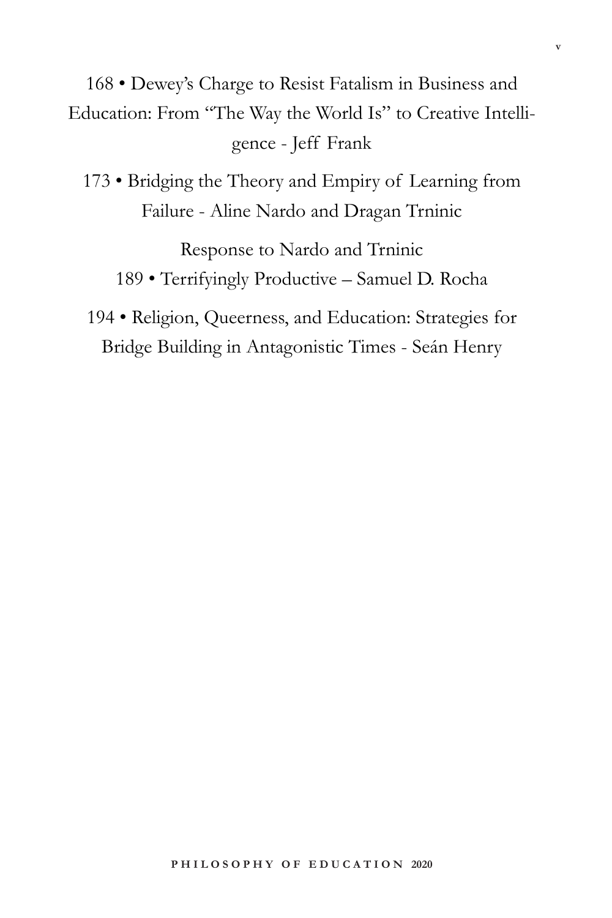168 • Dewey's Charge to Resist Fatalism in Business and Education: From "The Way the World Is" to Creative Intelligence - Jeff Frank

173 • Bridging the Theory and Empiry of Learning from Failure - Aline Nardo and Dragan Trninic

Response to Nardo and Trninic
189 • Terrifyingly Productive – Samuel D. Rocha

194 • Religion, Queerness, and Education: Strategies for Bridge Building in Antagonistic Times - Seán Henry